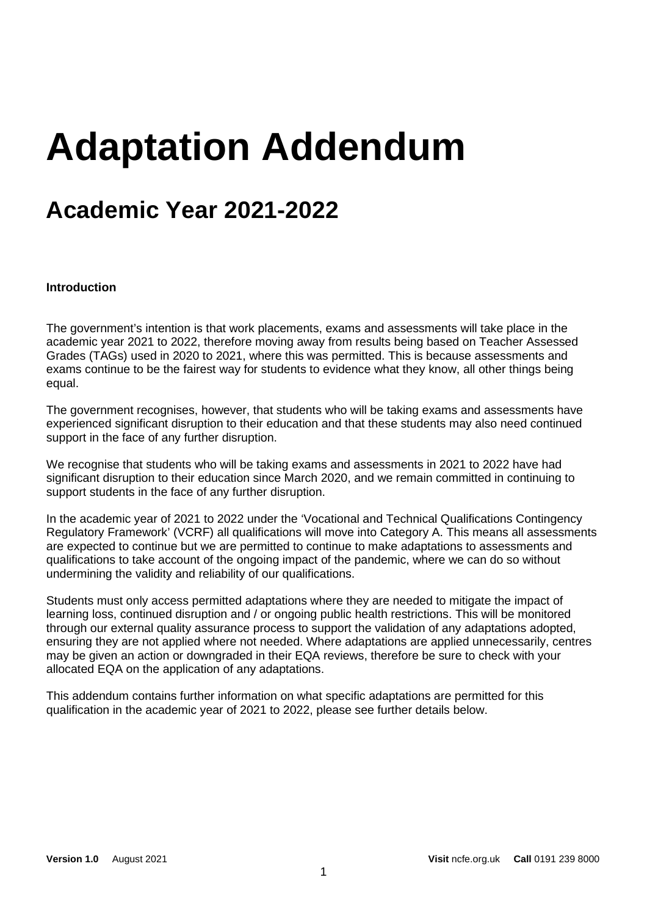# Adaptation Addendum

## Academic Year 2021-2022

**Introduction**

The government's intention is that work placements, exams and assessments will take place in the academic year 2021 to 2022, therefore moving away from results being based on Teacher Assessed Grades (TAGs) used in 2020 to 2021, where this was permitted. This is because assessments and exams continue to be the fairest way for students to evidence what they know, all other things being equal.

The government recognises, however, that students who will be taking exams and assessments have experienced significant disruption to their education and that these students may also need continued support in the face of any further disruption.

We recognise that students who will be taking exams and assessments in 2021 to 2022 have had significant disruption to their education since March 2020, and we remain committed in continuing to support students in the face of any further disruption.

In the academic year of 2021 to 2022 under the 'Vocational and Technical Qualifications Contingency Regulatory Framework' (VCRF) all qualifications will move into Category A. This means all assessments are expected to continue but we are permitted to continue to make adaptations to assessments and qualifications to take account of the ongoing impact of the pandemic, where we can do so without undermining the validity and reliability of our qualifications.

Students must only access permitted adaptations where they are needed to mitigate the impact of learning loss, continued disruption and / or ongoing public health restrictions. This will be monitored through our external quality assurance process to support the validation of any adaptations adopted, ensuring they are not applied where not needed. Where adaptations are applied unnecessarily, centres may be given an action or downgraded in their EQA reviews, therefore be sure to check with your allocated EQA on the application of any adaptations.

This addendum contains further information on what specific adaptations are permitted for this qualification in the academic year of 2021 to 2022, please see further details below.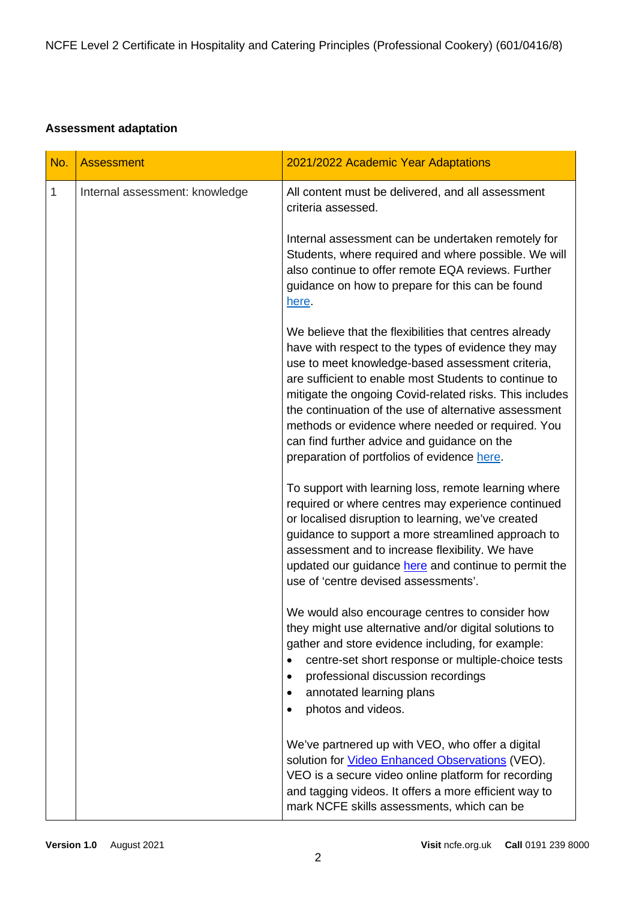**Assessment adaptation**

| No. | Assessment | 2021/2022 Academic Year Adaptations |
|---|---|---|
| 1 | Internal assessment: knowledge | All content must be delivered, and all assessment criteria assessed.<br><br>Internal assessment can be undertaken remotely for Students, where required and where possible. We will also continue to offer remote EQA reviews. Further guidance on how to prepare for this can be found here.<br><br>We believe that the flexibilities that centres already have with respect to the types of evidence they may use to meet knowledge-based assessment criteria, are sufficient to enable most Students to continue to mitigate the ongoing Covid-related risks. This includes the continuation of the use of alternative assessment methods or evidence where needed or required. You can find further advice and guidance on the preparation of portfolios of evidence here.<br><br>To support with learning loss, remote learning where required or where centres may experience continued or localised disruption to learning, we've created guidance to support a more streamlined approach to assessment and to increase flexibility. We have updated our guidance here and continue to permit the use of 'centre devised assessments'.<br><br>We would also encourage centres to consider how they might use alternative and/or digital solutions to gather and store evidence including, for example:<br>• centre-set short response or multiple-choice tests<br>• professional discussion recordings<br>• annotated learning plans<br>• photos and videos.<br><br>We've partnered up with VEO, who offer a digital solution for Video Enhanced Observations (VEO). VEO is a secure video online platform for recording and tagging videos. It offers a more efficient way to mark NCFE skills assessments, which can be |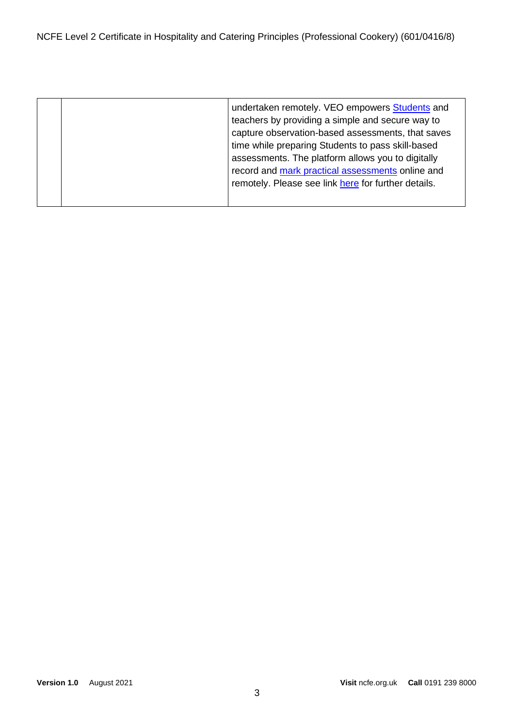| | | |
|---|---|---|
| | | undertaken remotely. VEO empowers Students and teachers by providing a simple and secure way to capture observation-based assessments, that saves time while preparing Students to pass skill-based assessments. The platform allows you to digitally record and mark practical assessments online and remotely. Please see link here for further details. |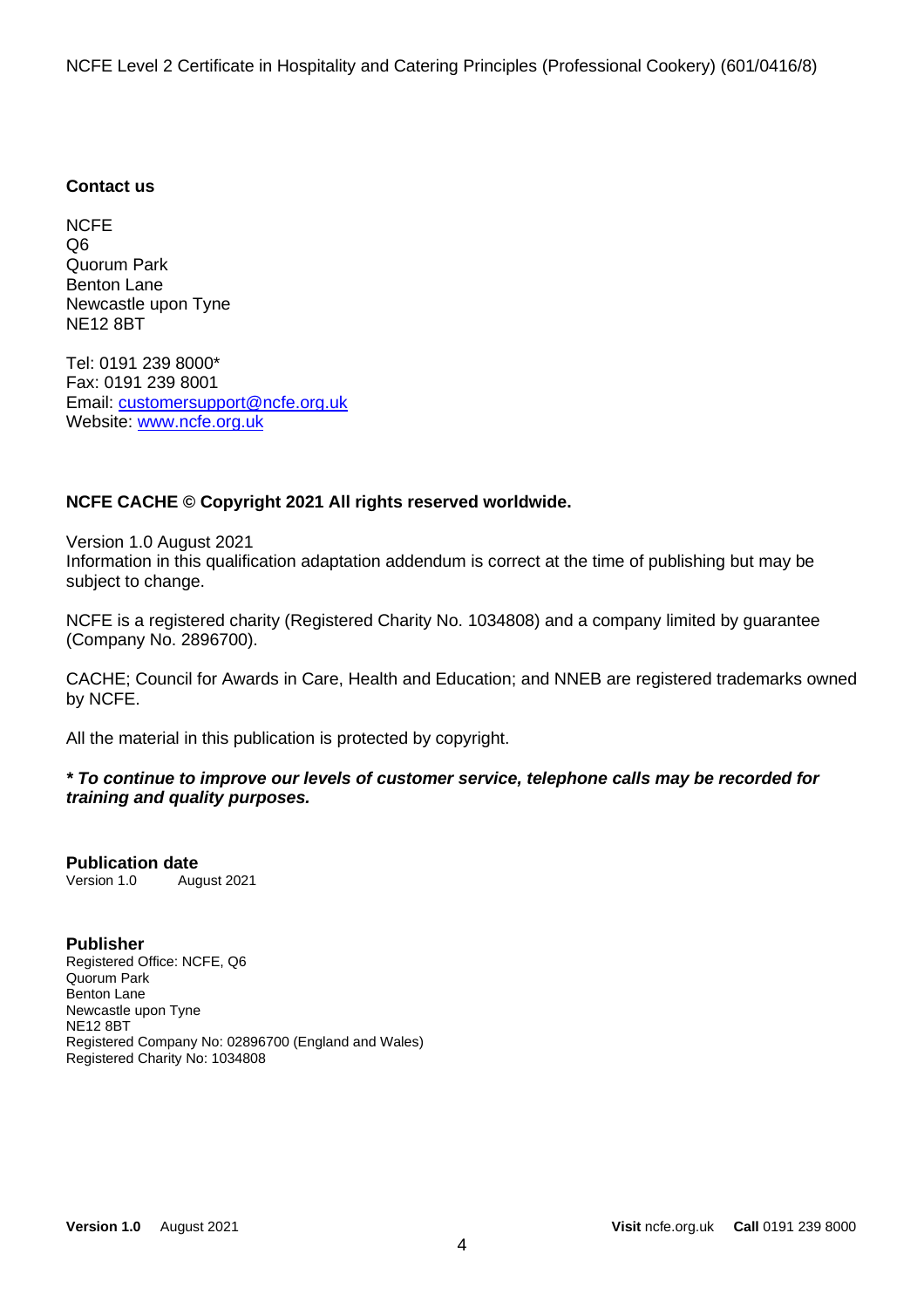**Contact us**

NCFE
Q6
Quorum Park
Benton Lane
Newcastle upon Tyne
NE12 8BT

Tel: 0191 239 8000*
Fax: 0191 239 8001
Email: customersupport@ncfe.org.uk
Website: www.ncfe.org.uk

**NCFE CACHE © Copyright 2021 All rights reserved worldwide.**

Version 1.0 August 2021
Information in this qualification adaptation addendum is correct at the time of publishing but may be subject to change.

NCFE is a registered charity (Registered Charity No. 1034808) and a company limited by guarantee (Company No. 2896700).

CACHE; Council for Awards in Care, Health and Education; and NNEB are registered trademarks owned by NCFE.

All the material in this publication is protected by copyright.

***** *To continue to improve our levels of customer service, telephone calls may be recorded for training and quality purposes.***

**Publication date**
Version 1.0 August 2021

**Publisher**
Registered Office: NCFE, Q6
Quorum Park
Benton Lane
Newcastle upon Tyne
NE12 8BT
Registered Company No: 02896700 (England and Wales)
Registered Charity No: 1034808